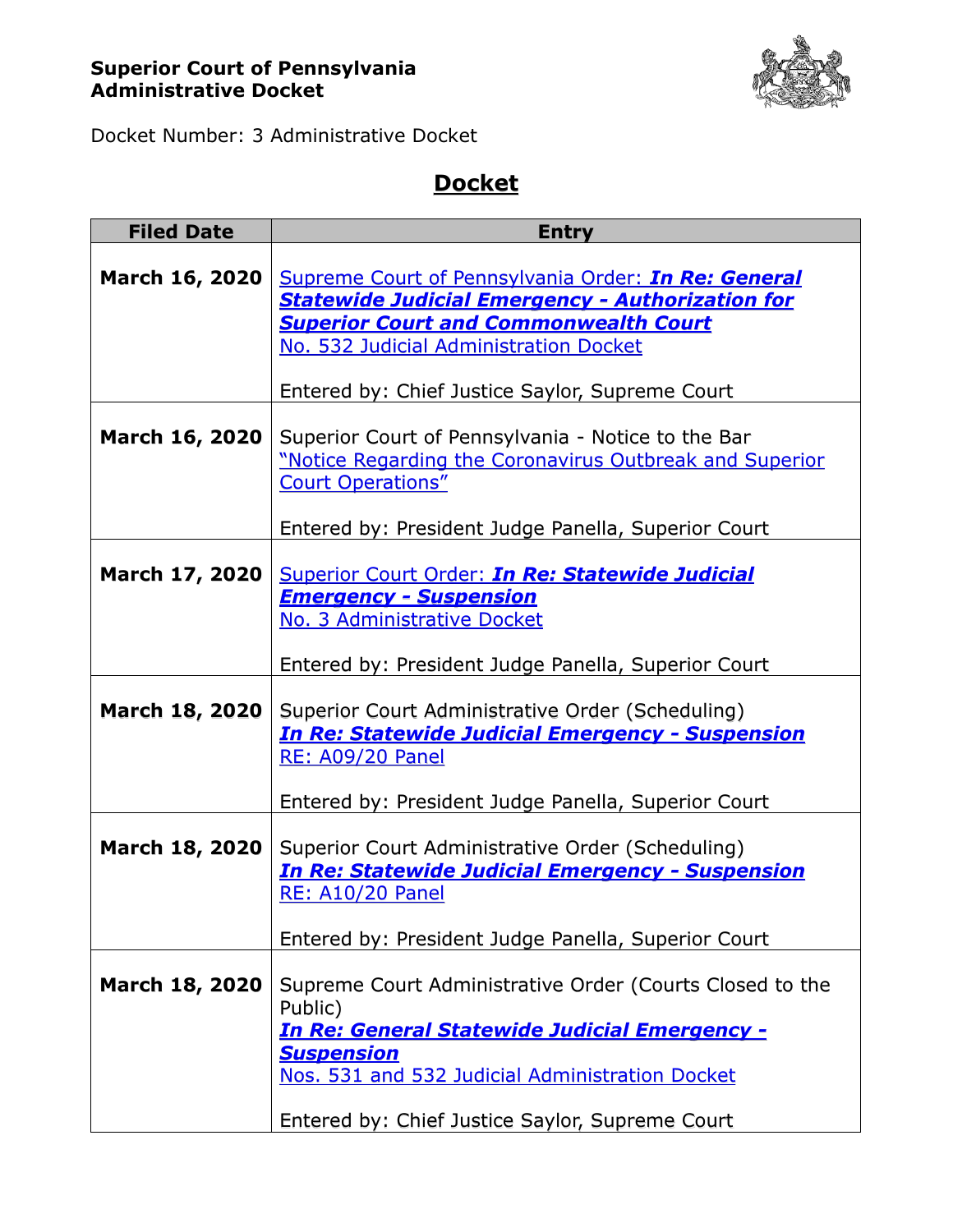**Superior Court of Pennsylvania**
**Administrative Docket**

Docket Number: 3 Administrative Docket

# Docket

| Filed Date | Entry |
|---|---|
| **March 16, 2020** | Supreme Court of Pennsylvania Order: ***In Re: General Statewide Judicial Emergency - Authorization for Superior Court and Commonwealth Court*** No. 532 Judicial Administration Docket<br><br>Entered by: Chief Justice Saylor, Supreme Court |
| **March 16, 2020** | Superior Court of Pennsylvania - Notice to the Bar "Notice Regarding the Coronavirus Outbreak and Superior Court Operations"<br><br>Entered by: President Judge Panella, Superior Court |
| **March 17, 2020** | Superior Court Order: ***In Re: Statewide Judicial Emergency - Suspension*** No. 3 Administrative Docket<br><br>Entered by: President Judge Panella, Superior Court |
| **March 18, 2020** | Superior Court Administrative Order (Scheduling) ***In Re: Statewide Judicial Emergency - Suspension*** RE: A09/20 Panel<br><br>Entered by: President Judge Panella, Superior Court |
| **March 18, 2020** | Superior Court Administrative Order (Scheduling) ***In Re: Statewide Judicial Emergency - Suspension*** RE: A10/20 Panel<br><br>Entered by: President Judge Panella, Superior Court |
| **March 18, 2020** | Supreme Court Administrative Order (Courts Closed to the Public) ***In Re: General Statewide Judicial Emergency - Suspension*** Nos. 531 and 532 Judicial Administration Docket<br><br>Entered by: Chief Justice Saylor, Supreme Court |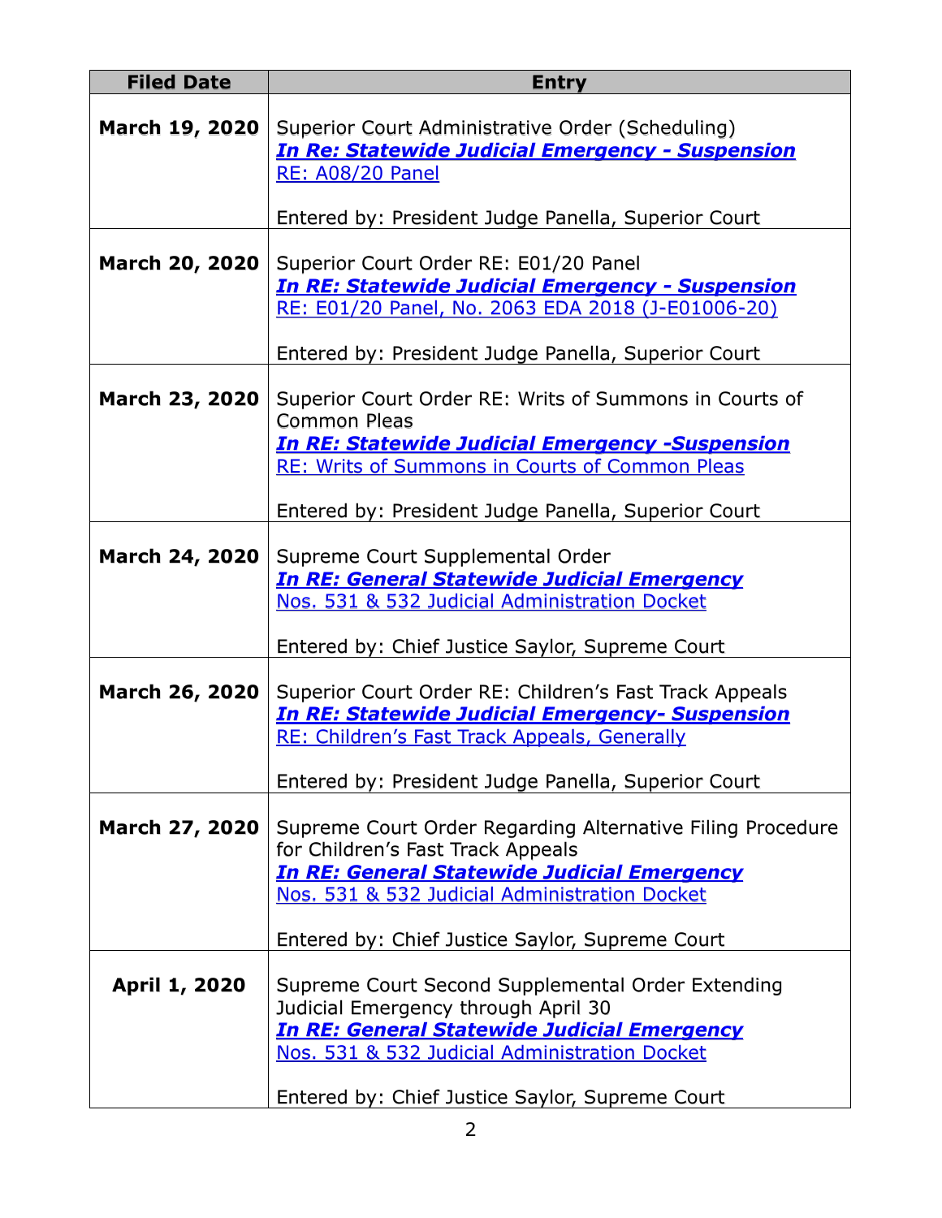| Filed Date | Entry |
|---|---|
| **March 19, 2020** | Superior Court Administrative Order (Scheduling)<br>***In Re: Statewide Judicial Emergency - Suspension***<br>RE: A08/20 Panel<br><br>Entered by: President Judge Panella, Superior Court |
| **March 20, 2020** | Superior Court Order RE: E01/20 Panel<br>***In RE: Statewide Judicial Emergency - Suspension***<br>RE: E01/20 Panel, No. 2063 EDA 2018 (J-E01006-20)<br><br>Entered by: President Judge Panella, Superior Court |
| **March 23, 2020** | Superior Court Order RE: Writs of Summons in Courts of Common Pleas<br>***In RE: Statewide Judicial Emergency -Suspension***<br>RE: Writs of Summons in Courts of Common Pleas<br><br>Entered by: President Judge Panella, Superior Court |
| **March 24, 2020** | Supreme Court Supplemental Order<br>***In RE: General Statewide Judicial Emergency***<br>Nos. 531 & 532 Judicial Administration Docket<br><br>Entered by: Chief Justice Saylor, Supreme Court |
| **March 26, 2020** | Superior Court Order RE: Children's Fast Track Appeals<br>***In RE: Statewide Judicial Emergency- Suspension***<br>RE: Children's Fast Track Appeals, Generally<br><br>Entered by: President Judge Panella, Superior Court |
| **March 27, 2020** | Supreme Court Order Regarding Alternative Filing Procedure for Children's Fast Track Appeals<br>***In RE: General Statewide Judicial Emergency***<br>Nos. 531 & 532 Judicial Administration Docket<br><br>Entered by: Chief Justice Saylor, Supreme Court |
| **April 1, 2020** | Supreme Court Second Supplemental Order Extending Judicial Emergency through April 30<br>***In RE: General Statewide Judicial Emergency***<br>Nos. 531 & 532 Judicial Administration Docket<br><br>Entered by: Chief Justice Saylor, Supreme Court |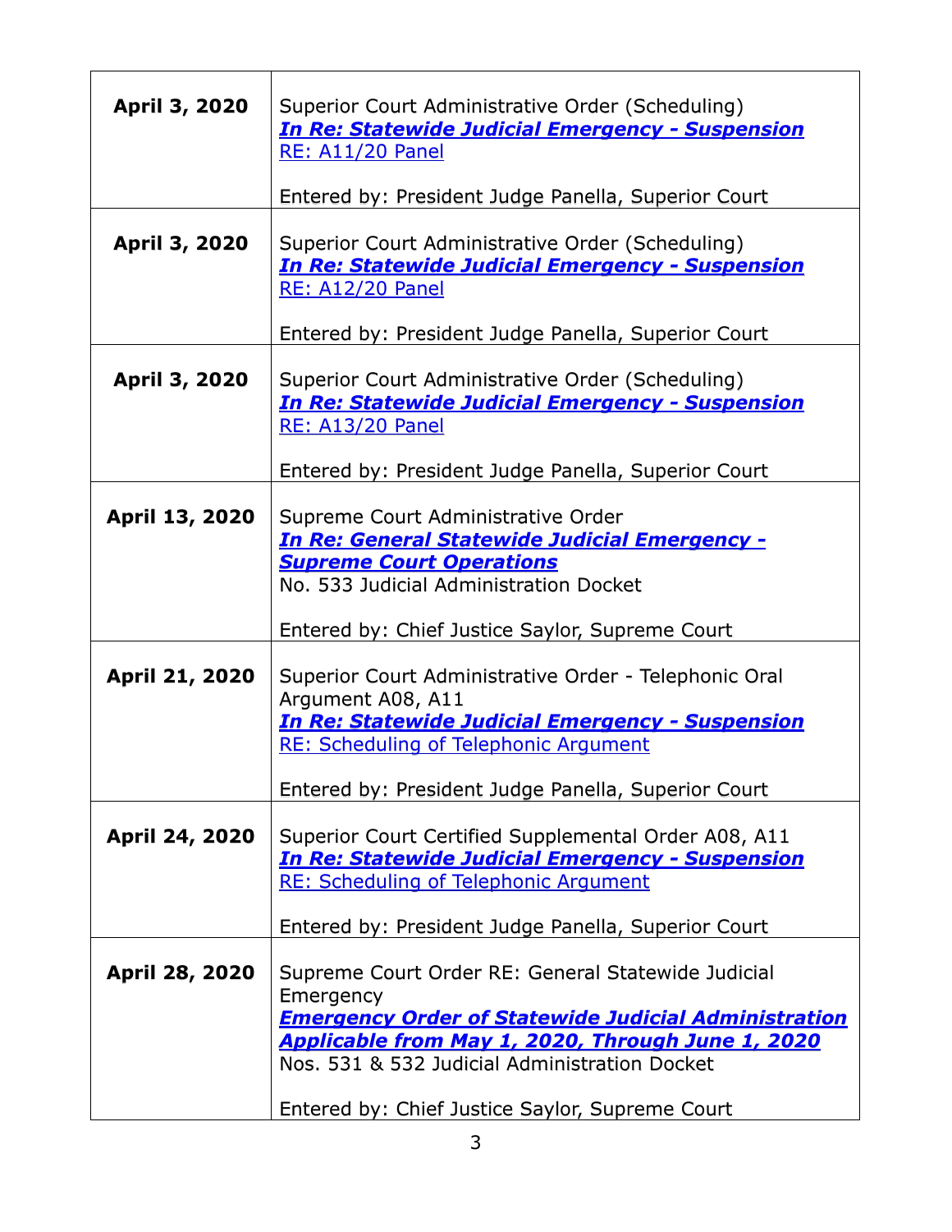| | |
|---|---|
| **April 3, 2020** | Superior Court Administrative Order (Scheduling)<br>***In Re: Statewide Judicial Emergency - Suspension***<br>RE: A11/20 Panel<br><br>Entered by: President Judge Panella, Superior Court |
| **April 3, 2020** | Superior Court Administrative Order (Scheduling)<br>***In Re: Statewide Judicial Emergency - Suspension***<br>RE: A12/20 Panel<br><br>Entered by: President Judge Panella, Superior Court |
| **April 3, 2020** | Superior Court Administrative Order (Scheduling)<br>***In Re: Statewide Judicial Emergency - Suspension***<br>RE: A13/20 Panel<br><br>Entered by: President Judge Panella, Superior Court |
| **April 13, 2020** | Supreme Court Administrative Order<br>***In Re: General Statewide Judicial Emergency - Supreme Court Operations***<br>No. 533 Judicial Administration Docket<br><br>Entered by: Chief Justice Saylor, Supreme Court |
| **April 21, 2020** | Superior Court Administrative Order - Telephonic Oral Argument A08, A11<br>***In Re: Statewide Judicial Emergency - Suspension***<br>RE: Scheduling of Telephonic Argument<br><br>Entered by: President Judge Panella, Superior Court |
| **April 24, 2020** | Superior Court Certified Supplemental Order A08, A11<br>***In Re: Statewide Judicial Emergency - Suspension***<br>RE: Scheduling of Telephonic Argument<br><br>Entered by: President Judge Panella, Superior Court |
| **April 28, 2020** | Supreme Court Order RE: General Statewide Judicial Emergency<br>***Emergency Order of Statewide Judicial Administration Applicable from May 1, 2020, Through June 1, 2020***<br>Nos. 531 & 532 Judicial Administration Docket<br><br>Entered by: Chief Justice Saylor, Supreme Court |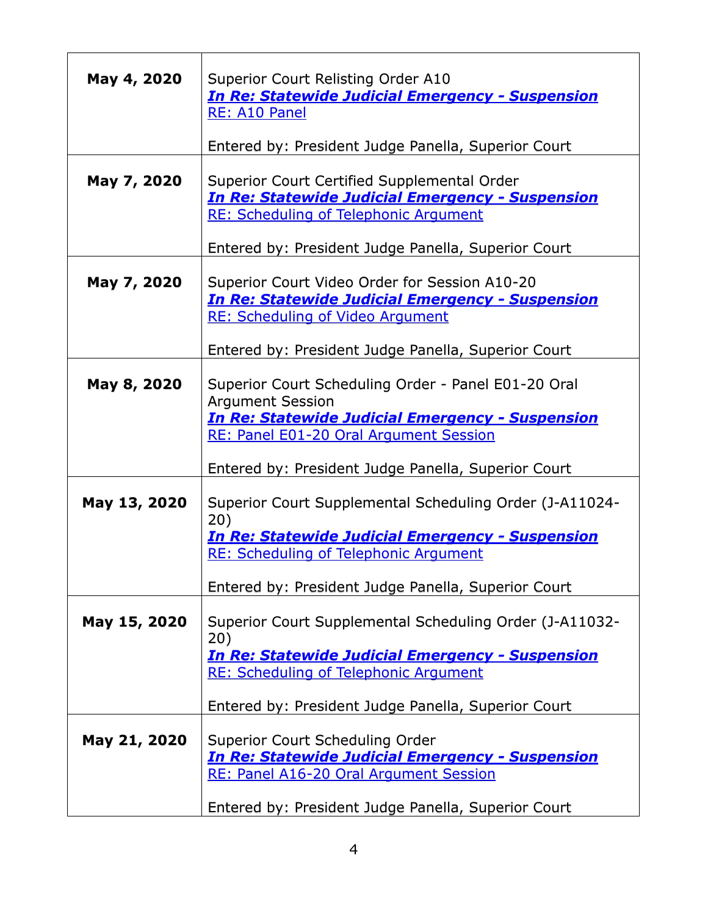| | |
|---|---|
| **May 4, 2020** | Superior Court Relisting Order A10<br>***In Re: Statewide Judicial Emergency - Suspension***<br>RE: A10 Panel<br><br>Entered by: President Judge Panella, Superior Court |
| **May 7, 2020** | Superior Court Certified Supplemental Order<br>***In Re: Statewide Judicial Emergency - Suspension***<br>RE: Scheduling of Telephonic Argument<br><br>Entered by: President Judge Panella, Superior Court |
| **May 7, 2020** | Superior Court Video Order for Session A10-20<br>***In Re: Statewide Judicial Emergency - Suspension***<br>RE: Scheduling of Video Argument<br><br>Entered by: President Judge Panella, Superior Court |
| **May 8, 2020** | Superior Court Scheduling Order - Panel E01-20 Oral Argument Session<br>***In Re: Statewide Judicial Emergency - Suspension***<br>RE: Panel E01-20 Oral Argument Session<br><br>Entered by: President Judge Panella, Superior Court |
| **May 13, 2020** | Superior Court Supplemental Scheduling Order (J-A11024-20)<br>***In Re: Statewide Judicial Emergency - Suspension***<br>RE: Scheduling of Telephonic Argument<br><br>Entered by: President Judge Panella, Superior Court |
| **May 15, 2020** | Superior Court Supplemental Scheduling Order (J-A11032-20)<br>***In Re: Statewide Judicial Emergency - Suspension***<br>RE: Scheduling of Telephonic Argument<br><br>Entered by: President Judge Panella, Superior Court |
| **May 21, 2020** | Superior Court Scheduling Order<br>***In Re: Statewide Judicial Emergency - Suspension***<br>RE: Panel A16-20 Oral Argument Session<br><br>Entered by: President Judge Panella, Superior Court |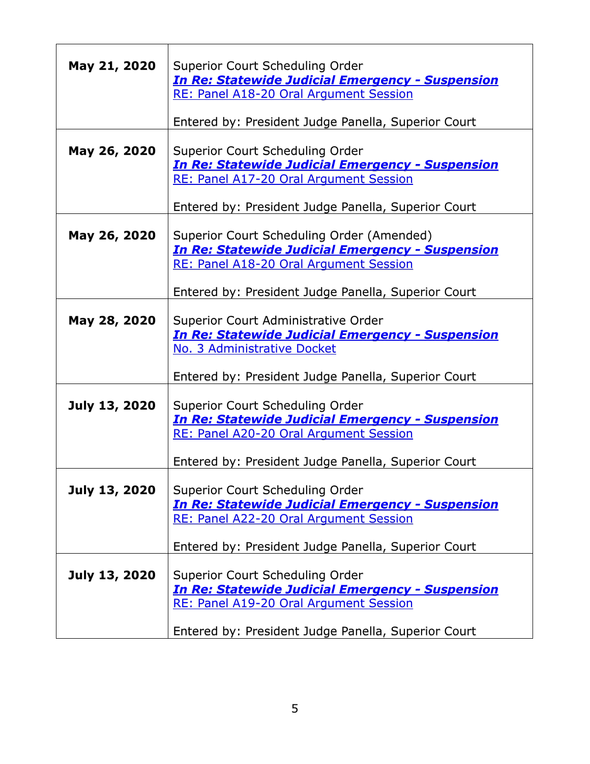| | |
|---|---|
| **May 21, 2020** | Superior Court Scheduling Order<br>***In Re: Statewide Judicial Emergency - Suspension***<br>RE: Panel A18-20 Oral Argument Session<br><br>Entered by: President Judge Panella, Superior Court |
| **May 26, 2020** | Superior Court Scheduling Order<br>***In Re: Statewide Judicial Emergency - Suspension***<br>RE: Panel A17-20 Oral Argument Session<br><br>Entered by: President Judge Panella, Superior Court |
| **May 26, 2020** | Superior Court Scheduling Order (Amended)<br>***In Re: Statewide Judicial Emergency - Suspension***<br>RE: Panel A18-20 Oral Argument Session<br><br>Entered by: President Judge Panella, Superior Court |
| **May 28, 2020** | Superior Court Administrative Order<br>***In Re: Statewide Judicial Emergency - Suspension***<br>No. 3 Administrative Docket<br><br>Entered by: President Judge Panella, Superior Court |
| **July 13, 2020** | Superior Court Scheduling Order<br>***In Re: Statewide Judicial Emergency - Suspension***<br>RE: Panel A20-20 Oral Argument Session<br><br>Entered by: President Judge Panella, Superior Court |
| **July 13, 2020** | Superior Court Scheduling Order<br>***In Re: Statewide Judicial Emergency - Suspension***<br>RE: Panel A22-20 Oral Argument Session<br><br>Entered by: President Judge Panella, Superior Court |
| **July 13, 2020** | Superior Court Scheduling Order<br>***In Re: Statewide Judicial Emergency - Suspension***<br>RE: Panel A19-20 Oral Argument Session<br><br>Entered by: President Judge Panella, Superior Court |